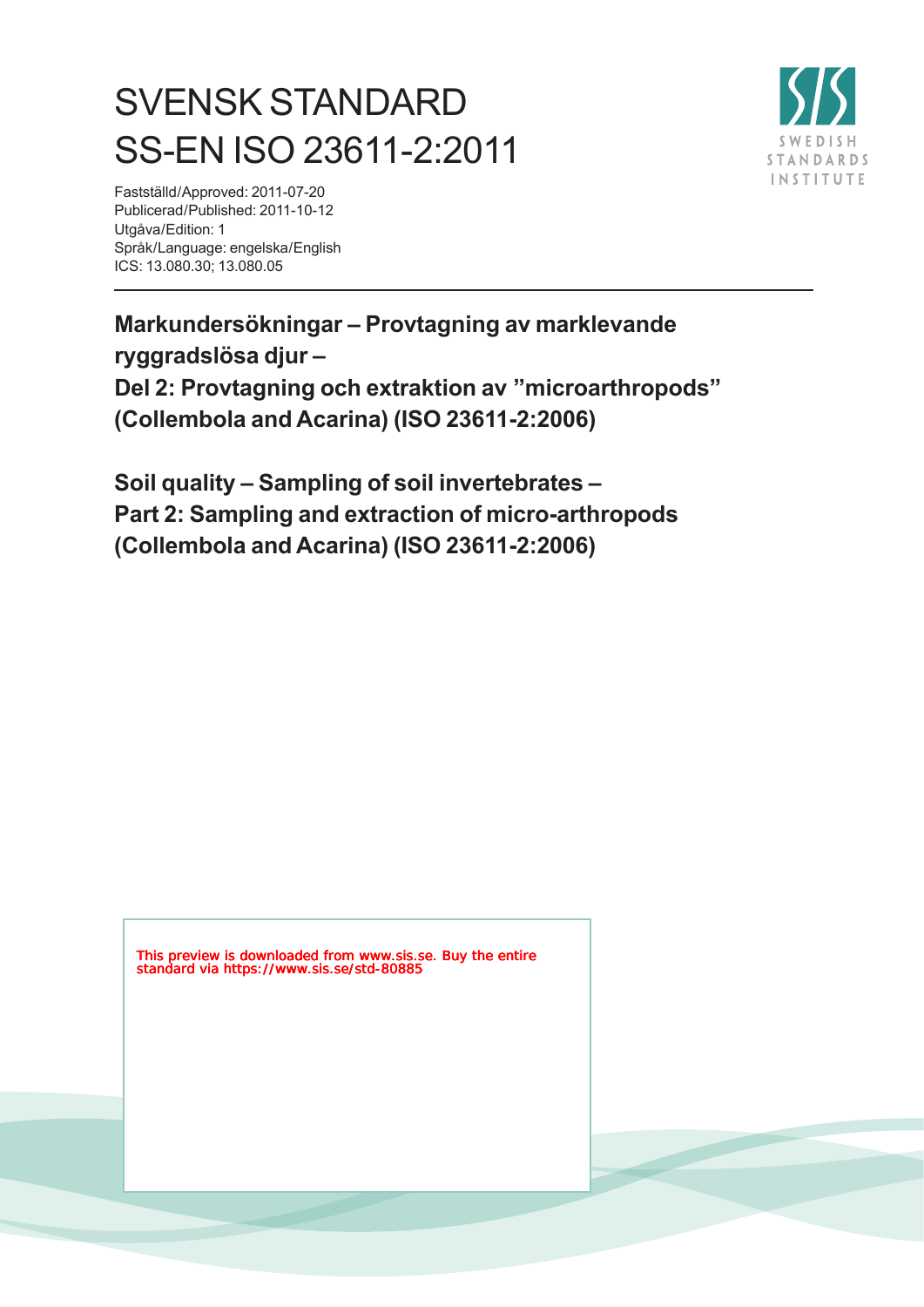# SVENSK STANDARD
# SS-EN ISO 23611-2:2011

Fastställd/Approved: 2011-07-20
Publicerad/Published: 2011-10-12
Utgåva/Edition: 1
Språk/Language: engelska/English
ICS: 13.080.30; 13.080.05

**Markundersökningar – Provtagning av marklevande ryggradslösa djur –
Del 2: Provtagning och extraktion av "microarthropods" (Collembola and Acarina) (ISO 23611-2:2006)**

**Soil quality – Sampling of soil invertebrates –
Part 2: Sampling and extraction of micro-arthropods (Collembola and Acarina) (ISO 23611-2:2006)**

This preview is downloaded from www.sis.se. Buy the entire standard via https://www.sis.se/std-80885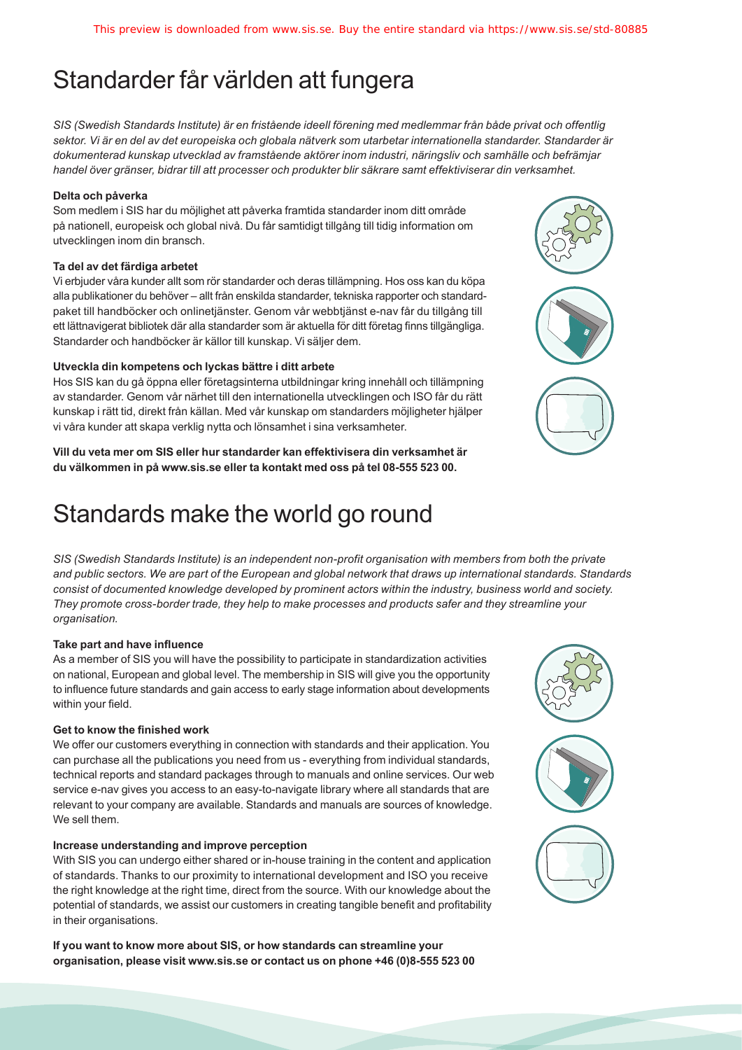# Standarder får världen att fungera

*SIS (Swedish Standards Institute) är en fristående ideell förening med medlemmar från både privat och offentlig sektor. Vi är en del av det europeiska och globala nätverk som utarbetar internationella standarder. Standarder är dokumenterad kunskap utvecklad av framstående aktörer inom industri, näringsliv och samhälle och befrämjar handel över gränser, bidrar till att processer och produkter blir säkrare samt effektiviserar din verksamhet.*

**Delta och påverka**

Som medlem i SIS har du möjlighet att påverka framtida standarder inom ditt område på nationell, europeisk och global nivå. Du får samtidigt tillgång till tidig information om utvecklingen inom din bransch.

**Ta del av det färdiga arbetet**

Vi erbjuder våra kunder allt som rör standarder och deras tillämpning. Hos oss kan du köpa alla publikationer du behöver – allt från enskilda standarder, tekniska rapporter och standardpaket till handböcker och onlinetjänster. Genom vår webbtjänst e-nav får du tillgång till ett lättnavigerat bibliotek där alla standarder som är aktuella för ditt företag finns tillgängliga. Standarder och handböcker är källor till kunskap. Vi säljer dem.

**Utveckla din kompetens och lyckas bättre i ditt arbete**

Hos SIS kan du gå öppna eller företagsinterna utbildningar kring innehåll och tillämpning av standarder. Genom vår närhet till den internationella utvecklingen och ISO får du rätt kunskap i rätt tid, direkt från källan. Med vår kunskap om standarders möjligheter hjälper vi våra kunder att skapa verklig nytta och lönsamhet i sina verksamheter.

**Vill du veta mer om SIS eller hur standarder kan effektivisera din verksamhet är du välkommen in på www.sis.se eller ta kontakt med oss på tel 08-555 523 00.**

# Standards make the world go round

*SIS (Swedish Standards Institute) is an independent non-profit organisation with members from both the private and public sectors. We are part of the European and global network that draws up international standards. Standards consist of documented knowledge developed by prominent actors within the industry, business world and society. They promote cross-border trade, they help to make processes and products safer and they streamline your organisation.*

**Take part and have influence**

As a member of SIS you will have the possibility to participate in standardization activities on national, European and global level. The membership in SIS will give you the opportunity to influence future standards and gain access to early stage information about developments within your field.

**Get to know the finished work**

We offer our customers everything in connection with standards and their application. You can purchase all the publications you need from us - everything from individual standards, technical reports and standard packages through to manuals and online services. Our web service e-nav gives you access to an easy-to-navigate library where all standards that are relevant to your company are available. Standards and manuals are sources of knowledge. We sell them.

**Increase understanding and improve perception**

With SIS you can undergo either shared or in-house training in the content and application of standards. Thanks to our proximity to international development and ISO you receive the right knowledge at the right time, direct from the source. With our knowledge about the potential of standards, we assist our customers in creating tangible benefit and profitability in their organisations.

**If you want to know more about SIS, or how standards can streamline your organisation, please visit www.sis.se or contact us on phone +46 (0)8-555 523 00**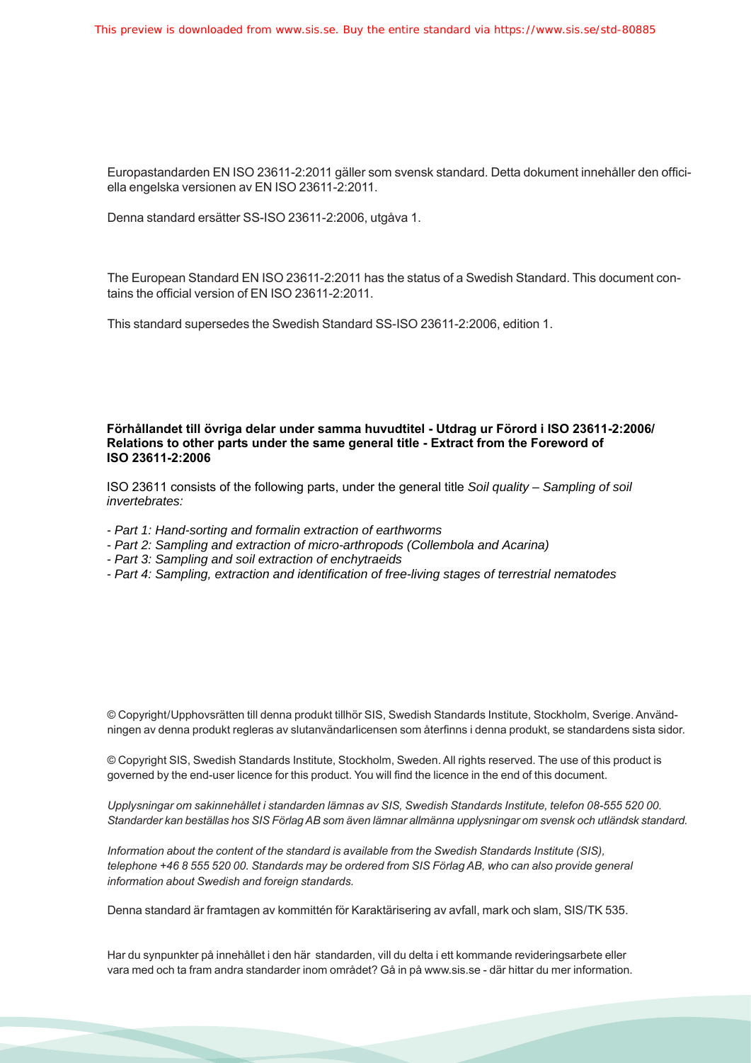Europastandarden EN ISO 23611-2:2011 gäller som svensk standard. Detta dokument innehåller den officiella engelska versionen av EN ISO 23611-2:2011.

Denna standard ersätter SS-ISO 23611-2:2006, utgåva 1.

The European Standard EN ISO 23611-2:2011 has the status of a Swedish Standard. This document contains the official version of EN ISO 23611-2:2011.

This standard supersedes the Swedish Standard SS-ISO 23611-2:2006, edition 1.

**Förhållandet till övriga delar under samma huvudtitel - Utdrag ur Förord i ISO 23611-2:2006/ Relations to other parts under the same general title - Extract from the Foreword of ISO 23611-2:2006**

ISO 23611 consists of the following parts, under the general title *Soil quality – Sampling of soil invertebrates:*

- *Part 1: Hand-sorting and formalin extraction of earthworms*
- *Part 2: Sampling and extraction of micro-arthropods (Collembola and Acarina)*
- *Part 3: Sampling and soil extraction of enchytraeids*
- *Part 4: Sampling, extraction and identification of free-living stages of terrestrial nematodes*

© Copyright/Upphovsrätten till denna produkt tillhör SIS, Swedish Standards Institute, Stockholm, Sverige. Användningen av denna produkt regleras av slutanvändarlicensen som återfinns i denna produkt, se standardens sista sidor.

© Copyright SIS, Swedish Standards Institute, Stockholm, Sweden. All rights reserved. The use of this product is governed by the end-user licence for this product. You will find the licence in the end of this document.

*Upplysningar om sakinnehållet i standarden lämnas av SIS, Swedish Standards Institute, telefon 08-555 520 00. Standarder kan beställas hos SIS Förlag AB som även lämnar allmänna upplysningar om svensk och utländsk standard.*

*Information about the content of the standard is available from the Swedish Standards Institute (SIS), telephone +46 8 555 520 00. Standards may be ordered from SIS Förlag AB, who can also provide general information about Swedish and foreign standards.*

Denna standard är framtagen av kommittén för Karaktärisering av avfall, mark och slam, SIS/TK 535.

Har du synpunkter på innehållet i den här standarden, vill du delta i ett kommande revideringsarbete eller vara med och ta fram andra standarder inom området? Gå in på www.sis.se - där hittar du mer information.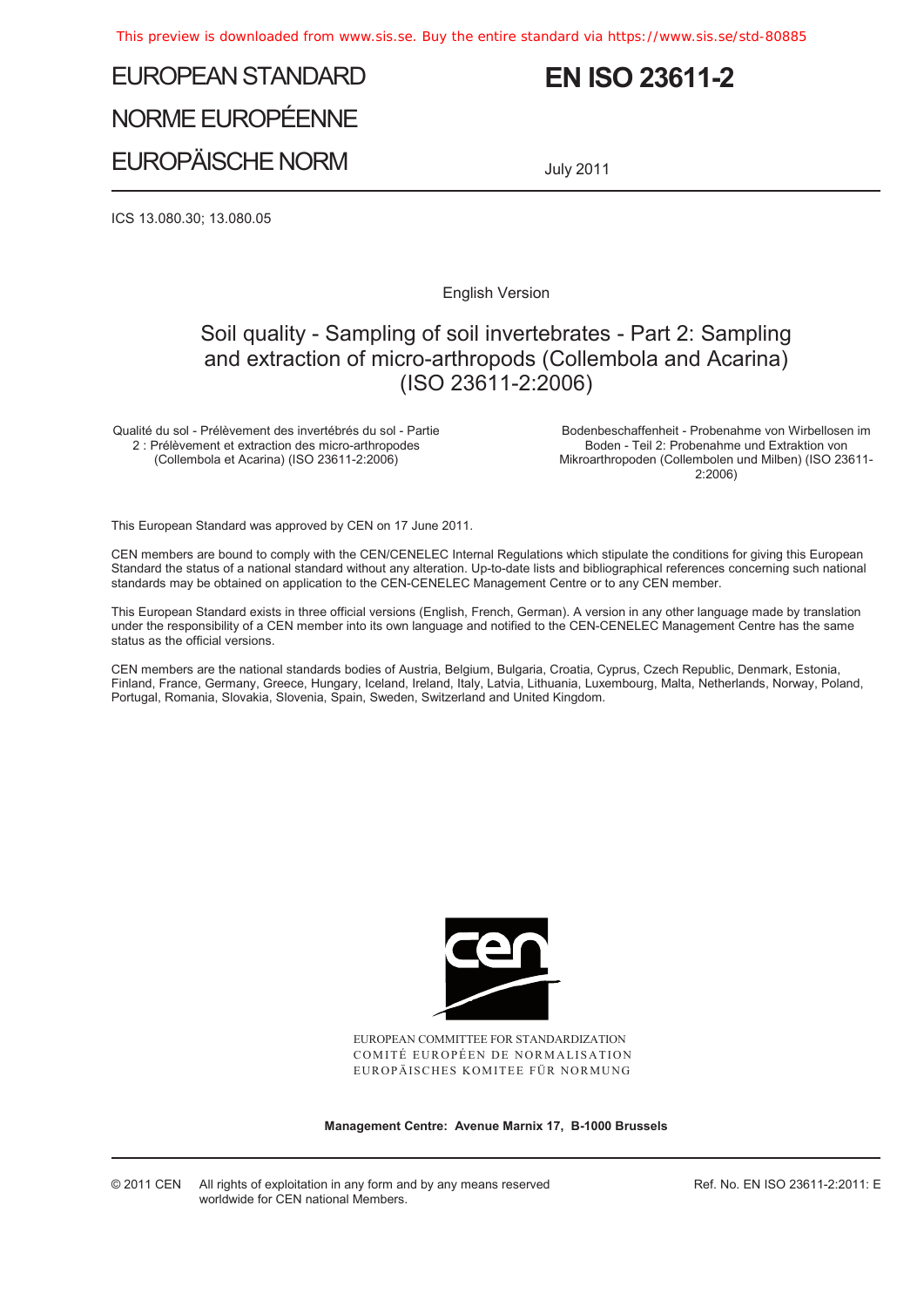# EUROPEAN STANDARD

# NORME EUROPÉENNE

# EUROPÄISCHE NORM

# EN ISO 23611-2

July 2011

ICS 13.080.30; 13.080.05

English Version

## Soil quality - Sampling of soil invertebrates - Part 2: Sampling and extraction of micro-arthropods (Collembola and Acarina) (ISO 23611-2:2006)

Qualité du sol - Prélèvement des invertébrés du sol - Partie 2 : Prélèvement et extraction des micro-arthropodes (Collembola et Acarina) (ISO 23611-2:2006)

Bodenbeschaffenheit - Probenahme von Wirbellosen im Boden - Teil 2: Probenahme und Extraktion von Mikroarthropoden (Collembolen und Milben) (ISO 23611-2:2006)

This European Standard was approved by CEN on 17 June 2011.

CEN members are bound to comply with the CEN/CENELEC Internal Regulations which stipulate the conditions for giving this European Standard the status of a national standard without any alteration. Up-to-date lists and bibliographical references concerning such national standards may be obtained on application to the CEN-CENELEC Management Centre or to any CEN member.

This European Standard exists in three official versions (English, French, German). A version in any other language made by translation under the responsibility of a CEN member into its own language and notified to the CEN-CENELEC Management Centre has the same status as the official versions.

CEN members are the national standards bodies of Austria, Belgium, Bulgaria, Croatia, Cyprus, Czech Republic, Denmark, Estonia, Finland, France, Germany, Greece, Hungary, Iceland, Ireland, Italy, Latvia, Lithuania, Luxembourg, Malta, Netherlands, Norway, Poland, Portugal, Romania, Slovakia, Slovenia, Spain, Sweden, Switzerland and United Kingdom.

EUROPEAN COMMITTEE FOR STANDARDIZATION
COMITÉ EUROPÉEN DE NORMALISATION
EUROPÄISCHES KOMITEE FÜR NORMUNG

**Management Centre: Avenue Marnix 17, B-1000 Brussels**

© 2011 CEN All rights of exploitation in any form and by any means reserved worldwide for CEN national Members.

Ref. No. EN ISO 23611-2:2011: E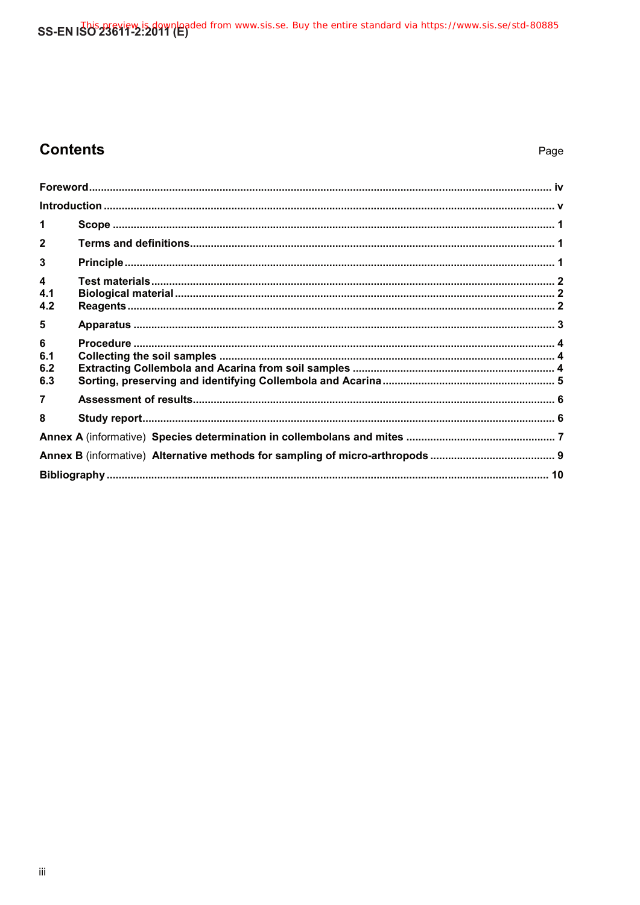# Contents

Page

| | | |
|---|---|---|
| **Foreword** | | **iv** |
| **Introduction** | | **v** |
| **1** | **Scope** | **1** |
| **2** | **Terms and definitions** | **1** |
| **3** | **Principle** | **1** |
| **4** | **Test materials** | **2** |
| **4.1** | **Biological material** | **2** |
| **4.2** | **Reagents** | **2** |
| **5** | **Apparatus** | **3** |
| **6** | **Procedure** | **4** |
| **6.1** | **Collecting the soil samples** | **4** |
| **6.2** | **Extracting Collembola and Acarina from soil samples** | **4** |
| **6.3** | **Sorting, preserving and identifying Collembola and Acarina** | **5** |
| **7** | **Assessment of results** | **6** |
| **8** | **Study report** | **6** |
| **Annex A** (informative) | **Species determination in collembolans and mites** | **7** |
| **Annex B** (informative) | **Alternative methods for sampling of micro-arthropods** | **9** |
| **Bibliography** | | **10** |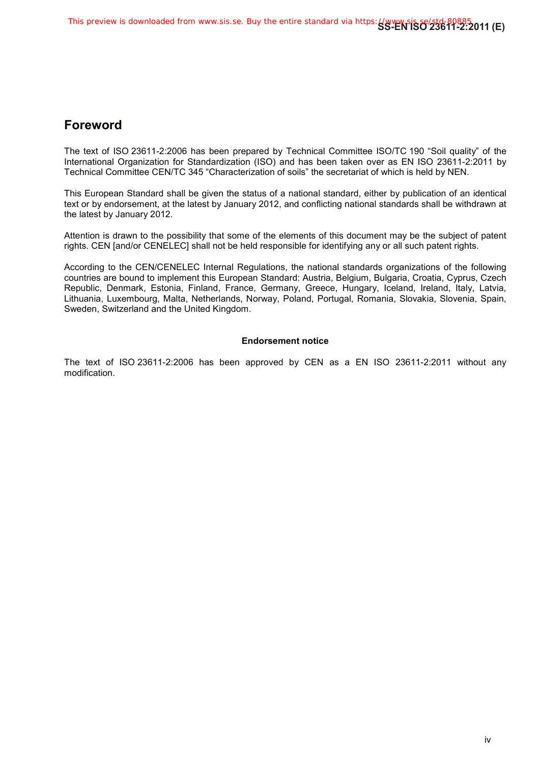## Foreword

The text of ISO 23611-2:2006 has been prepared by Technical Committee ISO/TC 190 "Soil quality" of the International Organization for Standardization (ISO) and has been taken over as EN ISO 23611-2:2011 by Technical Committee CEN/TC 345 "Characterization of soils" the secretariat of which is held by NEN.

This European Standard shall be given the status of a national standard, either by publication of an identical text or by endorsement, at the latest by January 2012, and conflicting national standards shall be withdrawn at the latest by January 2012.

Attention is drawn to the possibility that some of the elements of this document may be the subject of patent rights. CEN [and/or CENELEC] shall not be held responsible for identifying any or all such patent rights.

According to the CEN/CENELEC Internal Regulations, the national standards organizations of the following countries are bound to implement this European Standard: Austria, Belgium, Bulgaria, Croatia, Cyprus, Czech Republic, Denmark, Estonia, Finland, France, Germany, Greece, Hungary, Iceland, Ireland, Italy, Latvia, Lithuania, Luxembourg, Malta, Netherlands, Norway, Poland, Portugal, Romania, Slovakia, Slovenia, Spain, Sweden, Switzerland and the United Kingdom.

**Endorsement notice**

The text of ISO 23611-2:2006 has been approved by CEN as a EN ISO 23611-2:2011 without any modification.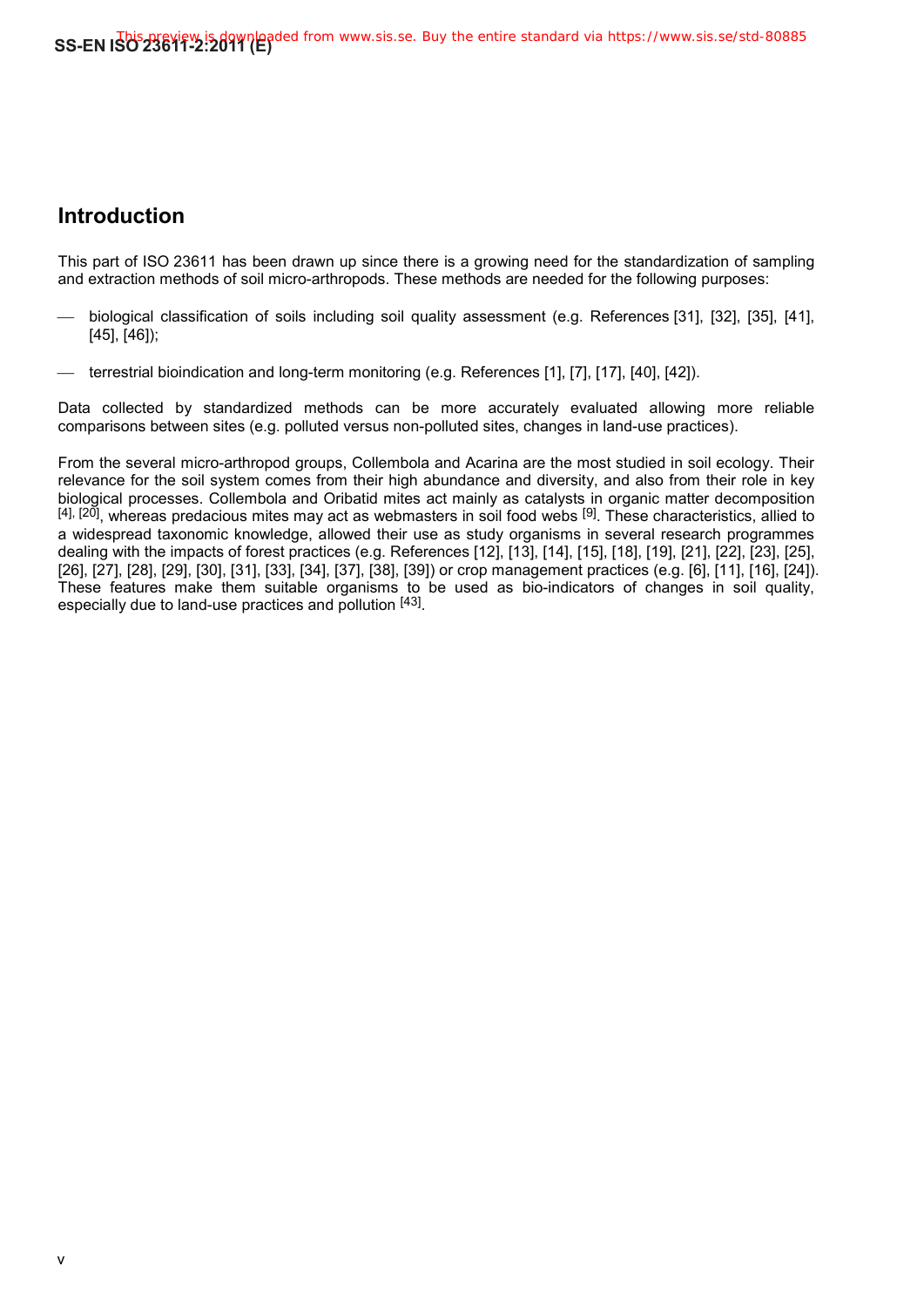# Introduction

This part of ISO 23611 has been drawn up since there is a growing need for the standardization of sampling and extraction methods of soil micro-arthropods. These methods are needed for the following purposes:

- biological classification of soils including soil quality assessment (e.g. References [31], [32], [35], [41], [45], [46]);
- terrestrial bioindication and long-term monitoring (e.g. References [1], [7], [17], [40], [42]).

Data collected by standardized methods can be more accurately evaluated allowing more reliable comparisons between sites (e.g. polluted versus non-polluted sites, changes in land-use practices).

From the several micro-arthropod groups, Collembola and Acarina are the most studied in soil ecology. Their relevance for the soil system comes from their high abundance and diversity, and also from their role in key biological processes. Collembola and Oribatid mites act mainly as catalysts in organic matter decomposition [4], [20], whereas predacious mites may act as webmasters in soil food webs [9]. These characteristics, allied to a widespread taxonomic knowledge, allowed their use as study organisms in several research programmes dealing with the impacts of forest practices (e.g. References [12], [13], [14], [15], [18], [19], [21], [22], [23], [25], [26], [27], [28], [29], [30], [31], [33], [34], [37], [38], [39]) or crop management practices (e.g. [6], [11], [16], [24]). These features make them suitable organisms to be used as bio-indicators of changes in soil quality, especially due to land-use practices and pollution [43].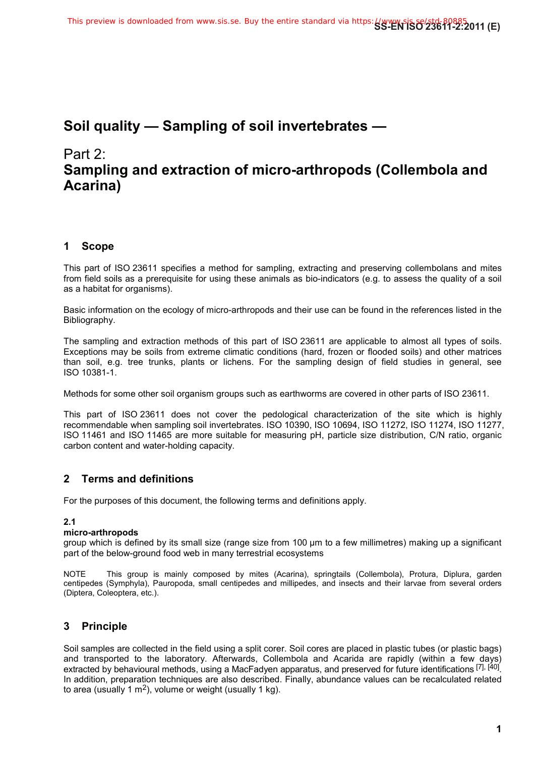# Soil quality — Sampling of soil invertebrates —

## Part 2: Sampling and extraction of micro-arthropods (Collembola and Acarina)

## 1 Scope

This part of ISO 23611 specifies a method for sampling, extracting and preserving collembolans and mites from field soils as a prerequisite for using these animals as bio-indicators (e.g. to assess the quality of a soil as a habitat for organisms).

Basic information on the ecology of micro-arthropods and their use can be found in the references listed in the Bibliography.

The sampling and extraction methods of this part of ISO 23611 are applicable to almost all types of soils. Exceptions may be soils from extreme climatic conditions (hard, frozen or flooded soils) and other matrices than soil, e.g. tree trunks, plants or lichens. For the sampling design of field studies in general, see ISO 10381-1.

Methods for some other soil organism groups such as earthworms are covered in other parts of ISO 23611.

This part of ISO 23611 does not cover the pedological characterization of the site which is highly recommendable when sampling soil invertebrates. ISO 10390, ISO 10694, ISO 11272, ISO 11274, ISO 11277, ISO 11461 and ISO 11465 are more suitable for measuring pH, particle size distribution, C/N ratio, organic carbon content and water-holding capacity.

## 2 Terms and definitions

For the purposes of this document, the following terms and definitions apply.

**2.1**

**micro-arthropods**

group which is defined by its small size (range size from 100 µm to a few millimetres) making up a significant part of the below-ground food web in many terrestrial ecosystems

NOTE This group is mainly composed by mites (Acarina), springtails (Collembola), Protura, Diplura, garden centipedes (Symphyla), Pauropoda, small centipedes and millipedes, and insects and their larvae from several orders (Diptera, Coleoptera, etc.).

## 3 Principle

Soil samples are collected in the field using a split corer. Soil cores are placed in plastic tubes (or plastic bags) and transported to the laboratory. Afterwards, Collembola and Acarida are rapidly (within a few days) extracted by behavioural methods, using a MacFadyen apparatus, and preserved for future identifications [7], [40]. In addition, preparation techniques are also described. Finally, abundance values can be recalculated related to area (usually 1 m$^2$), volume or weight (usually 1 kg).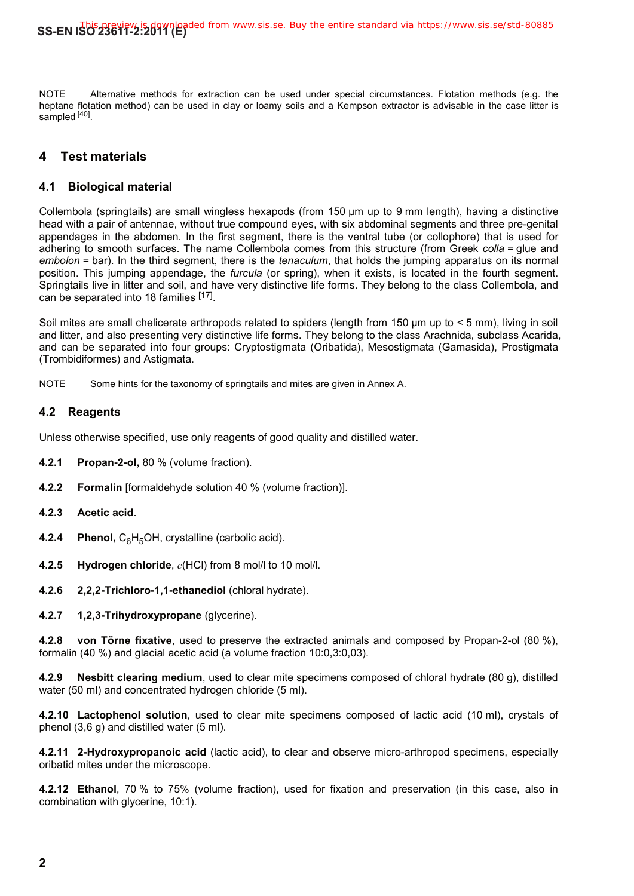NOTE Alternative methods for extraction can be used under special circumstances. Flotation methods (e.g. the heptane flotation method) can be used in clay or loamy soils and a Kempson extractor is advisable in the case litter is sampled [40].

## 4 Test materials

### 4.1 Biological material

Collembola (springtails) are small wingless hexapods (from 150 µm up to 9 mm length), having a distinctive head with a pair of antennae, without true compound eyes, with six abdominal segments and three pre-genital appendages in the abdomen. In the first segment, there is the ventral tube (or collophore) that is used for adhering to smooth surfaces. The name Collembola comes from this structure (from Greek *colla* = glue and *embolon* = bar). In the third segment, there is the *tenaculum*, that holds the jumping apparatus on its normal position. This jumping appendage, the *furcula* (or spring), when it exists, is located in the fourth segment. Springtails live in litter and soil, and have very distinctive life forms. They belong to the class Collembola, and can be separated into 18 families [17].

Soil mites are small chelicerate arthropods related to spiders (length from 150 µm up to < 5 mm), living in soil and litter, and also presenting very distinctive life forms. They belong to the class Arachnida, subclass Acarida, and can be separated into four groups: Cryptostigmata (Oribatida), Mesostigmata (Gamasida), Prostigmata (Trombidiformes) and Astigmata.

NOTE Some hints for the taxonomy of springtails and mites are given in Annex A.

### 4.2 Reagents

Unless otherwise specified, use only reagents of good quality and distilled water.

**4.2.1 Propan-2-ol,** 80 % (volume fraction).

**4.2.2 Formalin** [formaldehyde solution 40 % (volume fraction)].

**4.2.3 Acetic acid**.

**4.2.4 Phenol,** $C_6H_5OH$, crystalline (carbolic acid).

**4.2.5 Hydrogen chloride**, $c(HCl)$ from 8 mol/l to 10 mol/l.

**4.2.6 2,2,2-Trichloro-1,1-ethanediol** (chloral hydrate).

**4.2.7 1,2,3-Trihydroxypropane** (glycerine).

**4.2.8 von Törne fixative**, used to preserve the extracted animals and composed by Propan-2-ol (80 %), formalin (40 %) and glacial acetic acid (a volume fraction 10:0,3:0,03).

**4.2.9 Nesbitt clearing medium**, used to clear mite specimens composed of chloral hydrate (80 g), distilled water (50 ml) and concentrated hydrogen chloride (5 ml).

**4.2.10 Lactophenol solution**, used to clear mite specimens composed of lactic acid (10 ml), crystals of phenol (3,6 g) and distilled water (5 ml).

**4.2.11 2-Hydroxypropanoic acid** (lactic acid), to clear and observe micro-arthropod specimens, especially oribatid mites under the microscope.

**4.2.12 Ethanol**, 70 % to 75% (volume fraction), used for fixation and preservation (in this case, also in combination with glycerine, 10:1).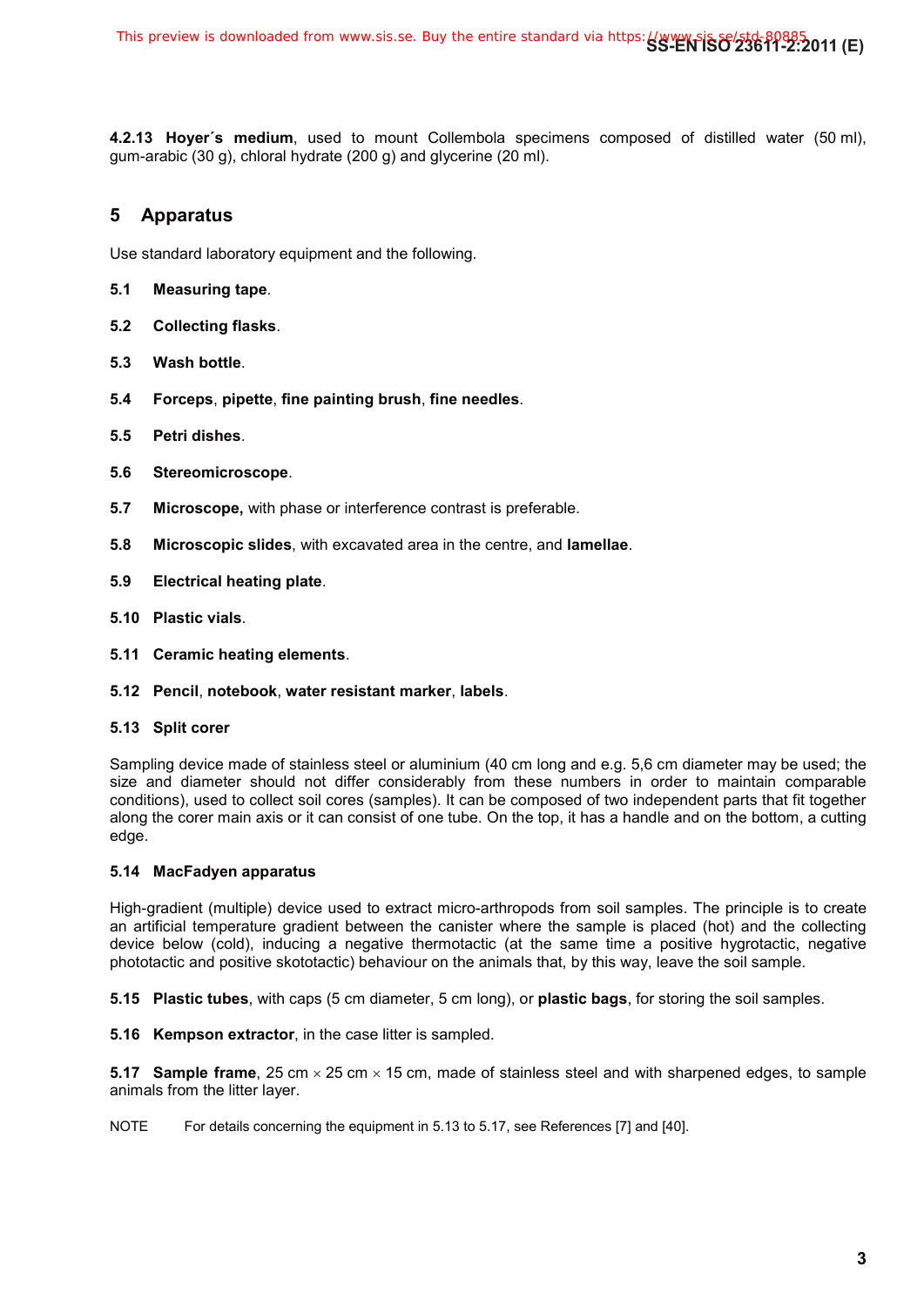**4.2.13 Hoyer´s medium**, used to mount Collembola specimens composed of distilled water (50 ml), gum-arabic (30 g), chloral hydrate (200 g) and glycerine (20 ml).

## 5 Apparatus

Use standard laboratory equipment and the following.

**5.1 Measuring tape**.

**5.2 Collecting flasks**.

**5.3 Wash bottle**.

**5.4 Forceps**, **pipette**, **fine painting brush**, **fine needles**.

**5.5 Petri dishes**.

**5.6 Stereomicroscope**.

**5.7 Microscope,** with phase or interference contrast is preferable.

**5.8 Microscopic slides**, with excavated area in the centre, and **lamellae**.

**5.9 Electrical heating plate**.

**5.10 Plastic vials**.

**5.11 Ceramic heating elements**.

**5.12 Pencil**, **notebook**, **water resistant marker**, **labels**.

**5.13 Split corer**

Sampling device made of stainless steel or aluminium (40 cm long and e.g. 5,6 cm diameter may be used; the size and diameter should not differ considerably from these numbers in order to maintain comparable conditions), used to collect soil cores (samples). It can be composed of two independent parts that fit together along the corer main axis or it can consist of one tube. On the top, it has a handle and on the bottom, a cutting edge.

**5.14 MacFadyen apparatus**

High-gradient (multiple) device used to extract micro-arthropods from soil samples. The principle is to create an artificial temperature gradient between the canister where the sample is placed (hot) and the collecting device below (cold), inducing a negative thermotactic (at the same time a positive hygrotactic, negative phototactic and positive skototactic) behaviour on the animals that, by this way, leave the soil sample.

**5.15 Plastic tubes**, with caps (5 cm diameter, 5 cm long), or **plastic bags**, for storing the soil samples.

**5.16 Kempson extractor**, in the case litter is sampled.

**5.17 Sample frame**, 25 cm × 25 cm × 15 cm, made of stainless steel and with sharpened edges, to sample animals from the litter layer.

NOTE For details concerning the equipment in 5.13 to 5.17, see References [7] and [40].